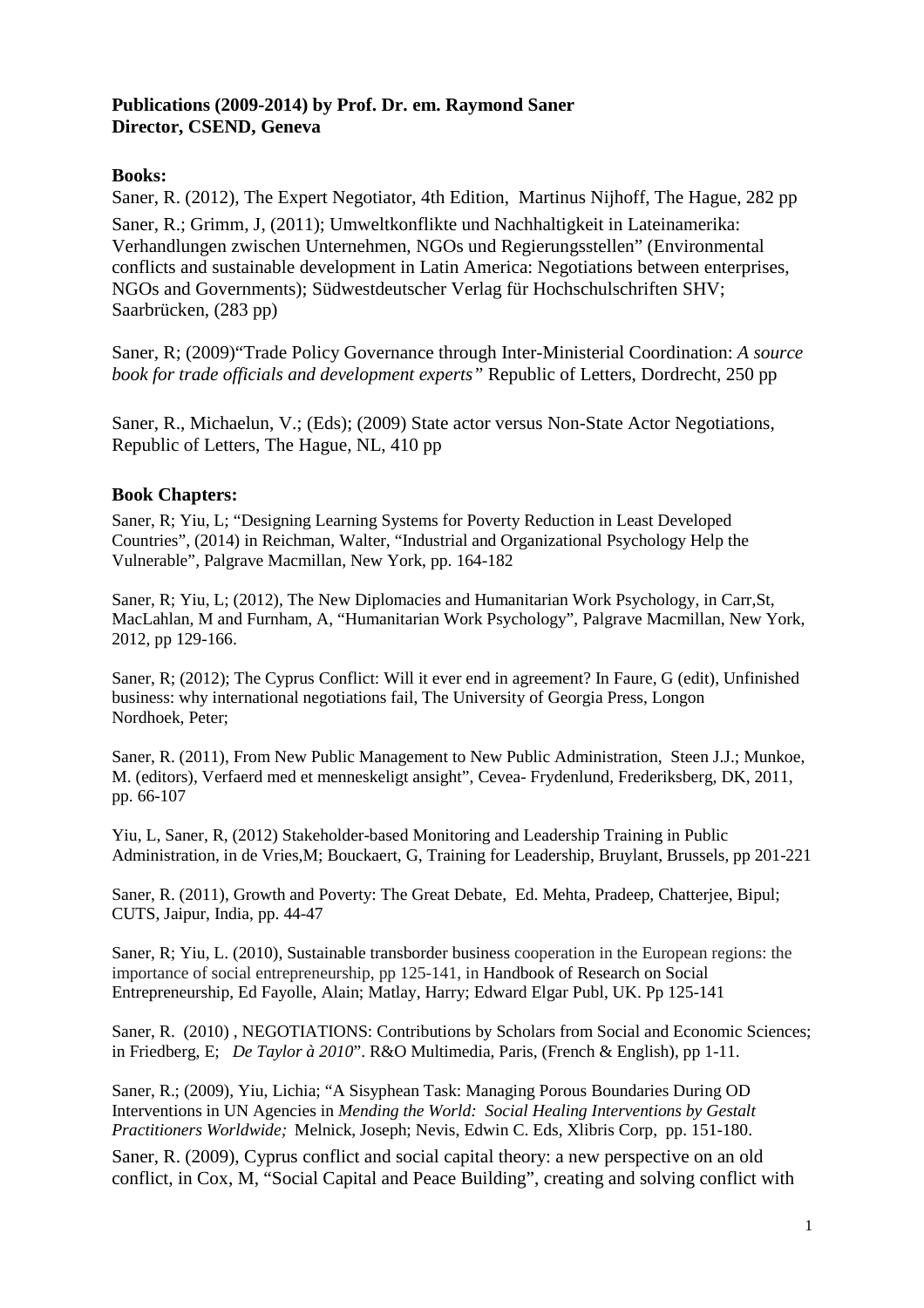**Publications (2009-2014) by Prof. Dr. em. Raymond Saner**
**Director, CSEND, Geneva**

**Books:**

Saner, R. (2012), The Expert Negotiator, 4th Edition, Martinus Nijhoff, The Hague, 282 pp

Saner, R.; Grimm, J, (2011); Umweltkonflikte und Nachhaltigkeit in Lateinamerika: Verhandlungen zwischen Unternehmen, NGOs und Regierungsstellen" (Environmental conflicts and sustainable development in Latin America: Negotiations between enterprises, NGOs and Governments); Südwestdeutscher Verlag für Hochschulschriften SHV; Saarbrücken, (283 pp)

Saner, R; (2009)"Trade Policy Governance through Inter-Ministerial Coordination: *A source book for trade officials and development experts"* Republic of Letters, Dordrecht, 250 pp

Saner, R., Michaelun, V.; (Eds); (2009) State actor versus Non-State Actor Negotiations, Republic of Letters, The Hague, NL, 410 pp

**Book Chapters:**

Saner, R; Yiu, L; "Designing Learning Systems for Poverty Reduction in Least Developed Countries", (2014) in Reichman, Walter, "Industrial and Organizational Psychology Help the Vulnerable", Palgrave Macmillan, New York, pp. 164-182

Saner, R; Yiu, L; (2012), The New Diplomacies and Humanitarian Work Psychology, in Carr,St, MacLahlan, M and Furnham, A, "Humanitarian Work Psychology", Palgrave Macmillan, New York, 2012, pp 129-166.

Saner, R; (2012); The Cyprus Conflict: Will it ever end in agreement? In Faure, G (edit), Unfinished business: why international negotiations fail, The University of Georgia Press, Longon Nordhoek, Peter;

Saner, R. (2011), From New Public Management to New Public Administration, Steen J.J.; Munkoe, M. (editors), Verfaerd med et menneskeligt ansight", Cevea- Frydenlund, Frederiksberg, DK, 2011, pp. 66-107

Yiu, L, Saner, R, (2012) Stakeholder-based Monitoring and Leadership Training in Public Administration, in de Vries,M; Bouckaert, G, Training for Leadership, Bruylant, Brussels, pp 201-221

Saner, R. (2011), Growth and Poverty: The Great Debate, Ed. Mehta, Pradeep, Chatterjee, Bipul; CUTS, Jaipur, India, pp. 44-47

Saner, R; Yiu, L. (2010), Sustainable transborder business cooperation in the European regions: the importance of social entrepreneurship, pp 125-141, in Handbook of Research on Social Entrepreneurship, Ed Fayolle, Alain; Matlay, Harry; Edward Elgar Publ, UK. Pp 125-141

Saner, R. (2010) , NEGOTIATIONS: Contributions by Scholars from Social and Economic Sciences; in Friedberg, E; *De Taylor à 2010*". R&O Multimedia, Paris, (French & English), pp 1-11.

Saner, R.; (2009), Yiu, Lichia; "A Sisyphean Task: Managing Porous Boundaries During OD Interventions in UN Agencies in *Mending the World: Social Healing Interventions by Gestalt Practitioners Worldwide;* Melnick, Joseph; Nevis, Edwin C. Eds, Xlibris Corp, pp. 151-180.

Saner, R. (2009), Cyprus conflict and social capital theory: a new perspective on an old conflict, in Cox, M, "Social Capital and Peace Building", creating and solving conflict with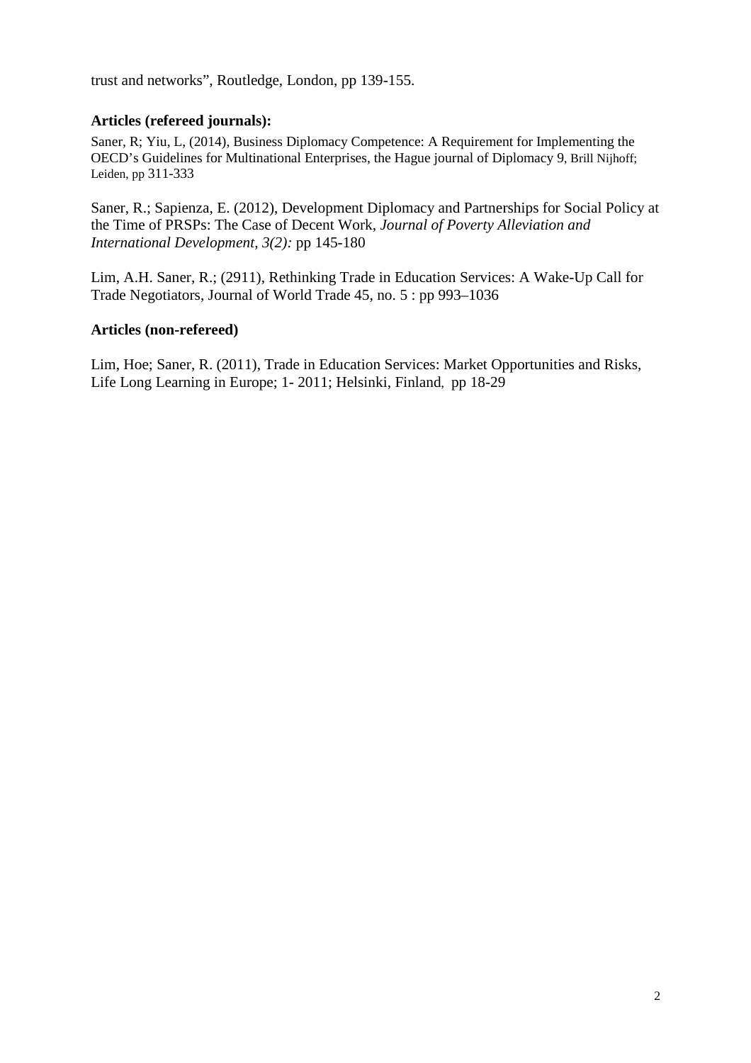trust and networks", Routledge, London, pp 139-155.

**Articles (refereed journals):**

Saner, R; Yiu, L, (2014), Business Diplomacy Competence: A Requirement for Implementing the OECD's Guidelines for Multinational Enterprises, the Hague journal of Diplomacy 9, Brill Nijhoff; Leiden, pp 311-333

Saner, R.; Sapienza, E. (2012), Development Diplomacy and Partnerships for Social Policy at the Time of PRSPs: The Case of Decent Work, *Journal of Poverty Alleviation and International Development, 3(2):* pp 145-180

Lim, A.H. Saner, R.; (2911), Rethinking Trade in Education Services: A Wake-Up Call for Trade Negotiators, Journal of World Trade 45, no. 5 : pp 993–1036

**Articles (non-refereed)**

Lim, Hoe; Saner, R. (2011), Trade in Education Services: Market Opportunities and Risks, Life Long Learning in Europe; 1- 2011; Helsinki, Finland, pp 18-29